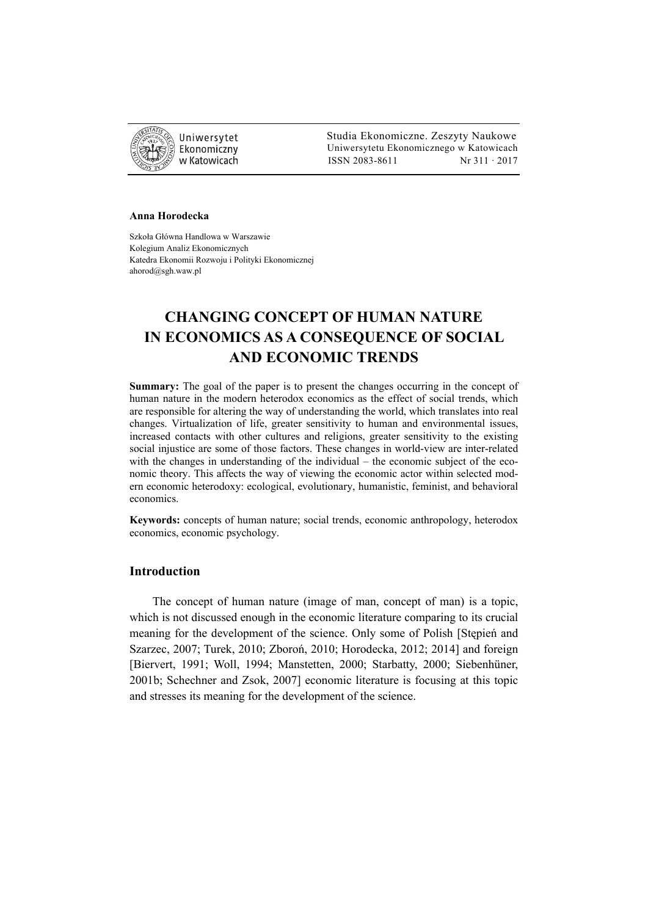Uniwersytet Ekonomiczny w Katowicach

Studia Ekonomiczne. Zeszyty Naukowe Uniwersytetu Ekonomicznego w Katowicach
ISSN 2083-8611 Nr 311 · 2017

**Anna Horodecka**

Szkoła Główna Handlowa w Warszawie
Kolegium Analiz Ekonomicznych
Katedra Ekonomii Rozwoju i Polityki Ekonomicznej
ahorod@sgh.waw.pl

# CHANGING CONCEPT OF HUMAN NATURE IN ECONOMICS AS A CONSEQUENCE OF SOCIAL AND ECONOMIC TRENDS

**Summary:** The goal of the paper is to present the changes occurring in the concept of human nature in the modern heterodox economics as the effect of social trends, which are responsible for altering the way of understanding the world, which translates into real changes. Virtualization of life, greater sensitivity to human and environmental issues, increased contacts with other cultures and religions, greater sensitivity to the existing social injustice are some of those factors. These changes in world-view are inter-related with the changes in understanding of the individual – the economic subject of the economic theory. This affects the way of viewing the economic actor within selected modern economic heterodoxy: ecological, evolutionary, humanistic, feminist, and behavioral economics.

**Keywords:** concepts of human nature; social trends, economic anthropology, heterodox economics, economic psychology.

## Introduction

The concept of human nature (image of man, concept of man) is a topic, which is not discussed enough in the economic literature comparing to its crucial meaning for the development of the science. Only some of Polish [Stępień and Szarzec, 2007; Turek, 2010; Zboroń, 2010; Horodecka, 2012; 2014] and foreign [Biervert, 1991; Woll, 1994; Manstetten, 2000; Starbatty, 2000; Siebenhüner, 2001b; Schechner and Zsok, 2007] economic literature is focusing at this topic and stresses its meaning for the development of the science.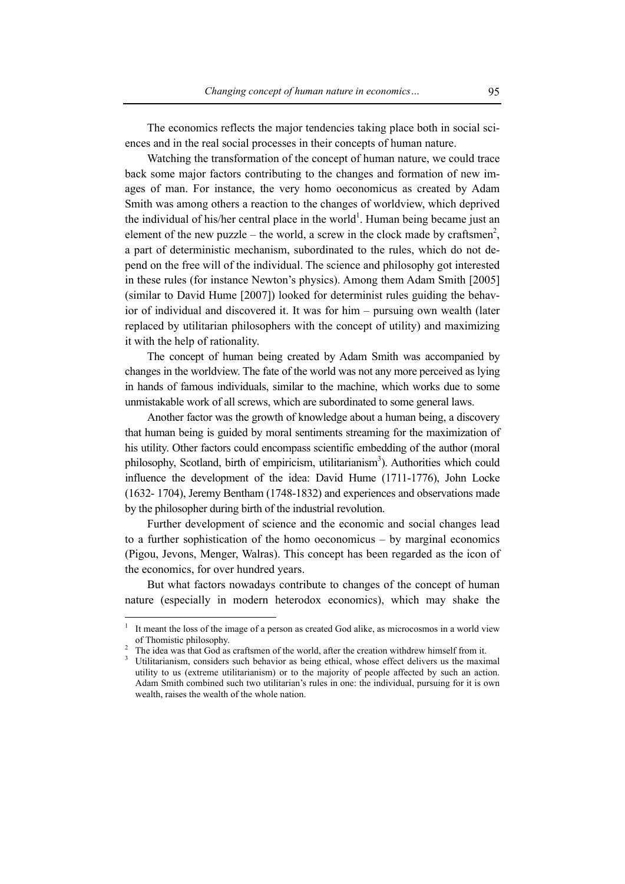The economics reflects the major tendencies taking place both in social sciences and in the real social processes in their concepts of human nature.

Watching the transformation of the concept of human nature, we could trace back some major factors contributing to the changes and formation of new images of man. For instance, the very homo oeconomicus as created by Adam Smith was among others a reaction to the changes of worldview, which deprived the individual of his/her central place in the world[1]. Human being became just an element of the new puzzle – the world, a screw in the clock made by craftsmen[2], a part of deterministic mechanism, subordinated to the rules, which do not depend on the free will of the individual. The science and philosophy got interested in these rules (for instance Newton's physics). Among them Adam Smith [2005] (similar to David Hume [2007]) looked for determinist rules guiding the behavior of individual and discovered it. It was for him – pursuing own wealth (later replaced by utilitarian philosophers with the concept of utility) and maximizing it with the help of rationality.

The concept of human being created by Adam Smith was accompanied by changes in the worldview. The fate of the world was not any more perceived as lying in hands of famous individuals, similar to the machine, which works due to some unmistakable work of all screws, which are subordinated to some general laws.

Another factor was the growth of knowledge about a human being, a discovery that human being is guided by moral sentiments streaming for the maximization of his utility. Other factors could encompass scientific embedding of the author (moral philosophy, Scotland, birth of empiricism, utilitarianism[3]). Authorities which could influence the development of the idea: David Hume (1711-1776), John Locke (1632- 1704), Jeremy Bentham (1748-1832) and experiences and observations made by the philosopher during birth of the industrial revolution.

Further development of science and the economic and social changes lead to a further sophistication of the homo oeconomicus – by marginal economics (Pigou, Jevons, Menger, Walras). This concept has been regarded as the icon of the economics, for over hundred years.

But what factors nowadays contribute to changes of the concept of human nature (especially in modern heterodox economics), which may shake the

---

[1] It meant the loss of the image of a person as created God alike, as microcosmos in a world view of Thomistic philosophy.

[2] The idea was that God as craftsmen of the world, after the creation withdrew himself from it.

[3] Utilitarianism, considers such behavior as being ethical, whose effect delivers us the maximal utility to us (extreme utilitarianism) or to the majority of people affected by such an action. Adam Smith combined such two utilitarian's rules in one: the individual, pursuing for it is own wealth, raises the wealth of the whole nation.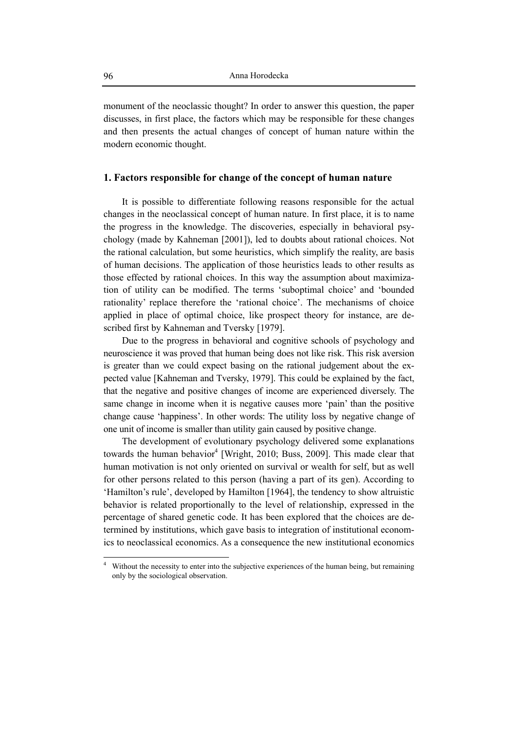monument of the neoclassic thought? In order to answer this question, the paper discusses, in first place, the factors which may be responsible for these changes and then presents the actual changes of concept of human nature within the modern economic thought.

## 1. Factors responsible for change of the concept of human nature

It is possible to differentiate following reasons responsible for the actual changes in the neoclassical concept of human nature. In first place, it is to name the progress in the knowledge. The discoveries, especially in behavioral psychology (made by Kahneman [2001]), led to doubts about rational choices. Not the rational calculation, but some heuristics, which simplify the reality, are basis of human decisions. The application of those heuristics leads to other results as those effected by rational choices. In this way the assumption about maximization of utility can be modified. The terms 'suboptimal choice' and 'bounded rationality' replace therefore the 'rational choice'. The mechanisms of choice applied in place of optimal choice, like prospect theory for instance, are described first by Kahneman and Tversky [1979].

Due to the progress in behavioral and cognitive schools of psychology and neuroscience it was proved that human being does not like risk. This risk aversion is greater than we could expect basing on the rational judgement about the expected value [Kahneman and Tversky, 1979]. This could be explained by the fact, that the negative and positive changes of income are experienced diversely. The same change in income when it is negative causes more 'pain' than the positive change cause 'happiness'. In other words: The utility loss by negative change of one unit of income is smaller than utility gain caused by positive change.

The development of evolutionary psychology delivered some explanations towards the human behavior[4] [Wright, 2010; Buss, 2009]. This made clear that human motivation is not only oriented on survival or wealth for self, but as well for other persons related to this person (having a part of its gen). According to 'Hamilton's rule', developed by Hamilton [1964], the tendency to show altruistic behavior is related proportionally to the level of relationship, expressed in the percentage of shared genetic code. It has been explored that the choices are determined by institutions, which gave basis to integration of institutional economics to neoclassical economics. As a consequence the new institutional economics

[4] Without the necessity to enter into the subjective experiences of the human being, but remaining only by the sociological observation.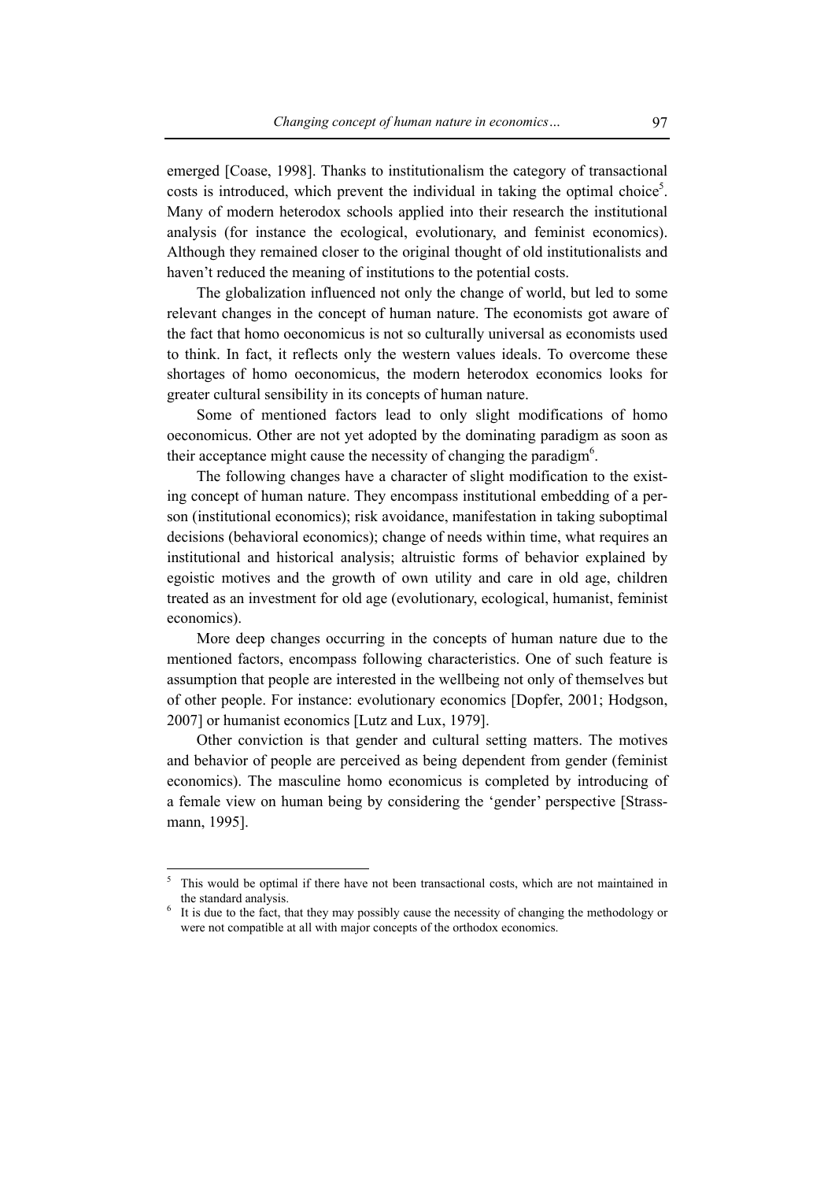emerged [Coase, 1998]. Thanks to institutionalism the category of transactional costs is introduced, which prevent the individual in taking the optimal choice[5]. Many of modern heterodox schools applied into their research the institutional analysis (for instance the ecological, evolutionary, and feminist economics). Although they remained closer to the original thought of old institutionalists and haven't reduced the meaning of institutions to the potential costs.

The globalization influenced not only the change of world, but led to some relevant changes in the concept of human nature. The economists got aware of the fact that homo oeconomicus is not so culturally universal as economists used to think. In fact, it reflects only the western values ideals. To overcome these shortages of homo oeconomicus, the modern heterodox economics looks for greater cultural sensibility in its concepts of human nature.

Some of mentioned factors lead to only slight modifications of homo oeconomicus. Other are not yet adopted by the dominating paradigm as soon as their acceptance might cause the necessity of changing the paradigm[6].

The following changes have a character of slight modification to the existing concept of human nature. They encompass institutional embedding of a person (institutional economics); risk avoidance, manifestation in taking suboptimal decisions (behavioral economics); change of needs within time, what requires an institutional and historical analysis; altruistic forms of behavior explained by egoistic motives and the growth of own utility and care in old age, children treated as an investment for old age (evolutionary, ecological, humanist, feminist economics).

More deep changes occurring in the concepts of human nature due to the mentioned factors, encompass following characteristics. One of such feature is assumption that people are interested in the wellbeing not only of themselves but of other people. For instance: evolutionary economics [Dopfer, 2001; Hodgson, 2007] or humanist economics [Lutz and Lux, 1979].

Other conviction is that gender and cultural setting matters. The motives and behavior of people are perceived as being dependent from gender (feminist economics). The masculine homo economicus is completed by introducing of a female view on human being by considering the 'gender' perspective [Strassmann, 1995].

---

[5] This would be optimal if there have not been transactional costs, which are not maintained in the standard analysis.

[6] It is due to the fact, that they may possibly cause the necessity of changing the methodology or were not compatible at all with major concepts of the orthodox economics.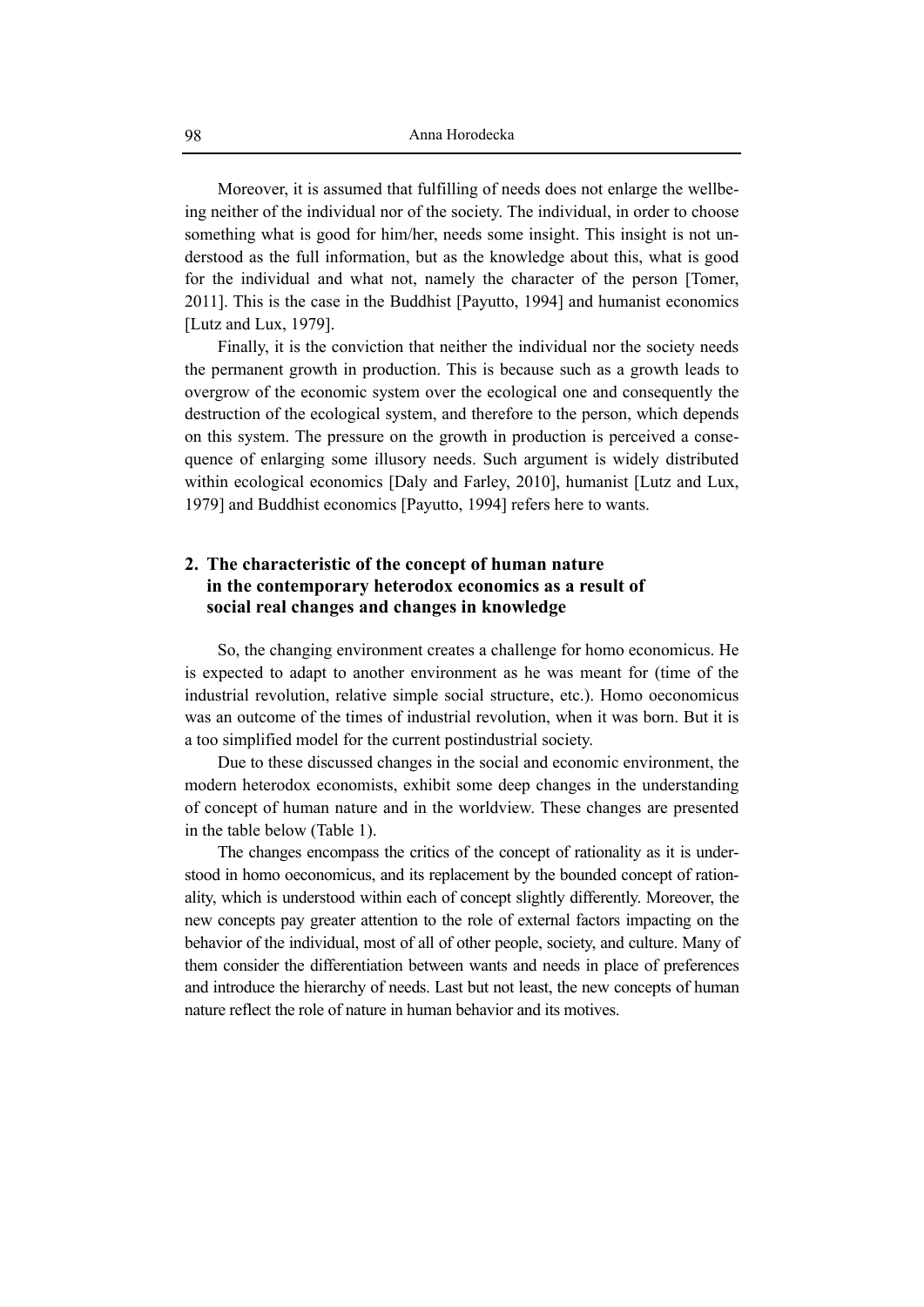Moreover, it is assumed that fulfilling of needs does not enlarge the wellbeing neither of the individual nor of the society. The individual, in order to choose something what is good for him/her, needs some insight. This insight is not understood as the full information, but as the knowledge about this, what is good for the individual and what not, namely the character of the person [Tomer, 2011]. This is the case in the Buddhist [Payutto, 1994] and humanist economics [Lutz and Lux, 1979].

Finally, it is the conviction that neither the individual nor the society needs the permanent growth in production. This is because such as a growth leads to overgrow of the economic system over the ecological one and consequently the destruction of the ecological system, and therefore to the person, which depends on this system. The pressure on the growth in production is perceived a consequence of enlarging some illusory needs. Such argument is widely distributed within ecological economics [Daly and Farley, 2010], humanist [Lutz and Lux, 1979] and Buddhist economics [Payutto, 1994] refers here to wants.

## 2. The characteristic of the concept of human nature in the contemporary heterodox economics as a result of social real changes and changes in knowledge

So, the changing environment creates a challenge for homo economicus. He is expected to adapt to another environment as he was meant for (time of the industrial revolution, relative simple social structure, etc.). Homo oeconomicus was an outcome of the times of industrial revolution, when it was born. But it is a too simplified model for the current postindustrial society.

Due to these discussed changes in the social and economic environment, the modern heterodox economists, exhibit some deep changes in the understanding of concept of human nature and in the worldview. These changes are presented in the table below (Table 1).

The changes encompass the critics of the concept of rationality as it is understood in homo oeconomicus, and its replacement by the bounded concept of rationality, which is understood within each of concept slightly differently. Moreover, the new concepts pay greater attention to the role of external factors impacting on the behavior of the individual, most of all of other people, society, and culture. Many of them consider the differentiation between wants and needs in place of preferences and introduce the hierarchy of needs. Last but not least, the new concepts of human nature reflect the role of nature in human behavior and its motives.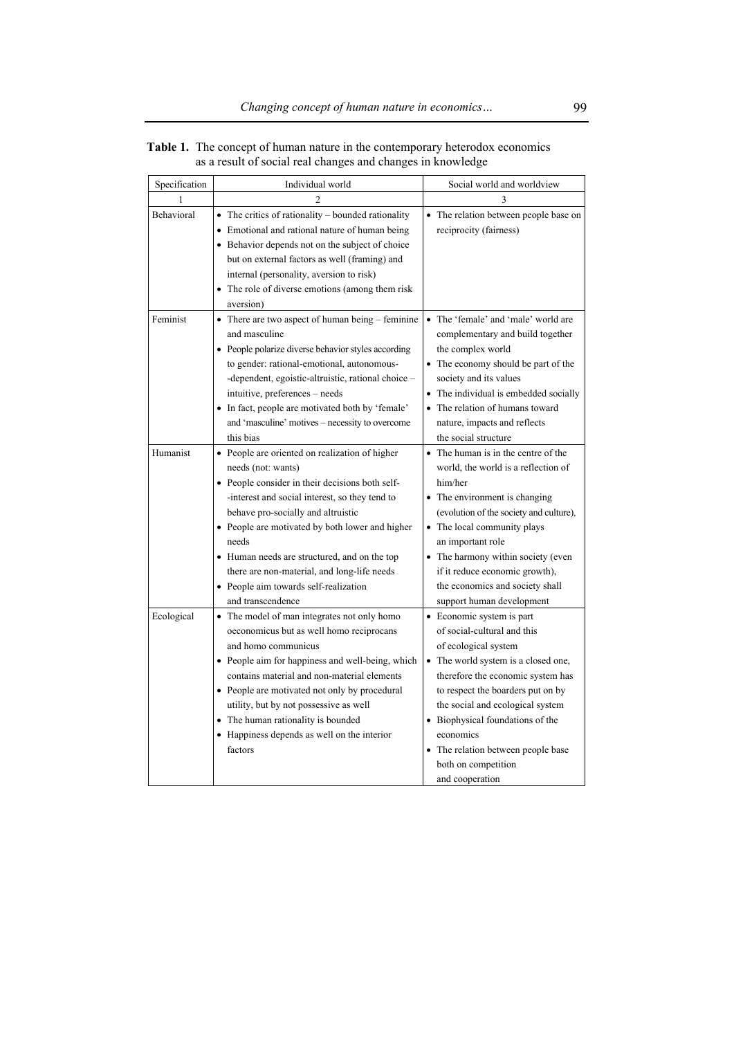**Table 1.** The concept of human nature in the contemporary heterodox economics as a result of social real changes and changes in knowledge

| Specification | Individual world | Social world and worldview |
|---|---|---|
| 1 | 2 | 3 |
| Behavioral | • The critics of rationality – bounded rationality<br>• Emotional and rational nature of human being<br>• Behavior depends not on the subject of choice but on external factors as well (framing) and internal (personality, aversion to risk)<br>• The role of diverse emotions (among them risk aversion) | • The relation between people base on reciprocity (fairness) |
| Feminist | • There are two aspect of human being – feminine and masculine<br>• People polarize diverse behavior styles according to gender: rational-emotional, autonomous--dependent, egoistic-altruistic, rational choice – intuitive, preferences – needs<br>• In fact, people are motivated both by 'female' and 'masculine' motives – necessity to overcome this bias | • The 'female' and 'male' world are complementary and build together the complex world<br>• The economy should be part of the society and its values<br>• The individual is embedded socially<br>• The relation of humans toward nature, impacts and reflects the social structure |
| Humanist | • People are oriented on realization of higher needs (not: wants)<br>• People consider in their decisions both self--interest and social interest, so they tend to behave pro-socially and altruistic<br>• People are motivated by both lower and higher needs<br>• Human needs are structured, and on the top there are non-material, and long-life needs<br>• People aim towards self-realization and transcendence | • The human is in the centre of the world, the world is a reflection of him/her<br>• The environment is changing (evolution of the society and culture),<br>• The local community plays an important role<br>• The harmony within society (even if it reduce economic growth), the economics and society shall support human development |
| Ecological | • The model of man integrates not only homo oeconomicus but as well homo reciprocans and homo communicus<br>• People aim for happiness and well-being, which contains material and non-material elements<br>• People are motivated not only by procedural utility, but by not possessive as well<br>• The human rationality is bounded<br>• Happiness depends as well on the interior factors | • Economic system is part of social-cultural and this of ecological system<br>• The world system is a closed one, therefore the economic system has to respect the boarders put on by the social and ecological system<br>• Biophysical foundations of the economics<br>• The relation between people base both on competition and cooperation |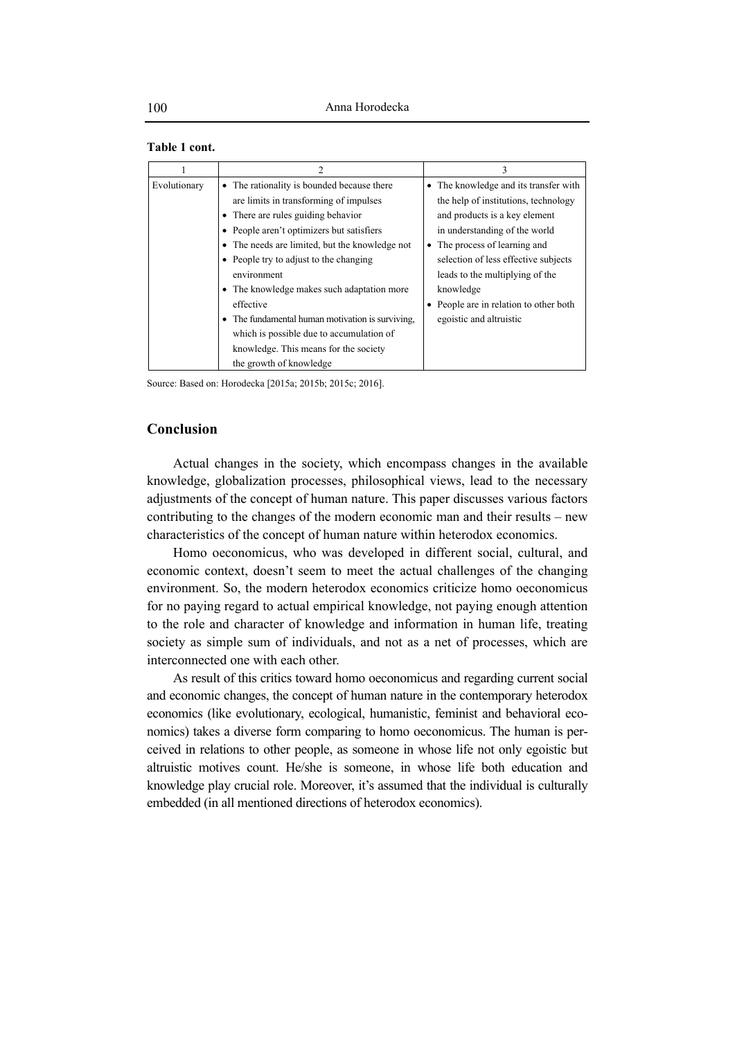**Table 1 cont.**

| 1 | 2 | 3 |
|---|---|---|
| Evolutionary | • The rationality is bounded because there are limits in transforming of impulses<br>• There are rules guiding behavior<br>• People aren't optimizers but satisfiers<br>• The needs are limited, but the knowledge not<br>• People try to adjust to the changing environment<br>• The knowledge makes such adaptation more effective<br>• The fundamental human motivation is surviving, which is possible due to accumulation of knowledge. This means for the society the growth of knowledge | • The knowledge and its transfer with the help of institutions, technology and products is a key element in understanding of the world<br>• The process of learning and selection of less effective subjects leads to the multiplying of the knowledge<br>• People are in relation to other both egoistic and altruistic |

Source: Based on: Horodecka [2015a; 2015b; 2015c; 2016].

## Conclusion

Actual changes in the society, which encompass changes in the available knowledge, globalization processes, philosophical views, lead to the necessary adjustments of the concept of human nature. This paper discusses various factors contributing to the changes of the modern economic man and their results – new characteristics of the concept of human nature within heterodox economics.

Homo oeconomicus, who was developed in different social, cultural, and economic context, doesn't seem to meet the actual challenges of the changing environment. So, the modern heterodox economics criticize homo oeconomicus for no paying regard to actual empirical knowledge, not paying enough attention to the role and character of knowledge and information in human life, treating society as simple sum of individuals, and not as a net of processes, which are interconnected one with each other.

As result of this critics toward homo oeconomicus and regarding current social and economic changes, the concept of human nature in the contemporary heterodox economics (like evolutionary, ecological, humanistic, feminist and behavioral economics) takes a diverse form comparing to homo oeconomicus. The human is perceived in relations to other people, as someone in whose life not only egoistic but altruistic motives count. He/she is someone, in whose life both education and knowledge play crucial role. Moreover, it's assumed that the individual is culturally embedded (in all mentioned directions of heterodox economics).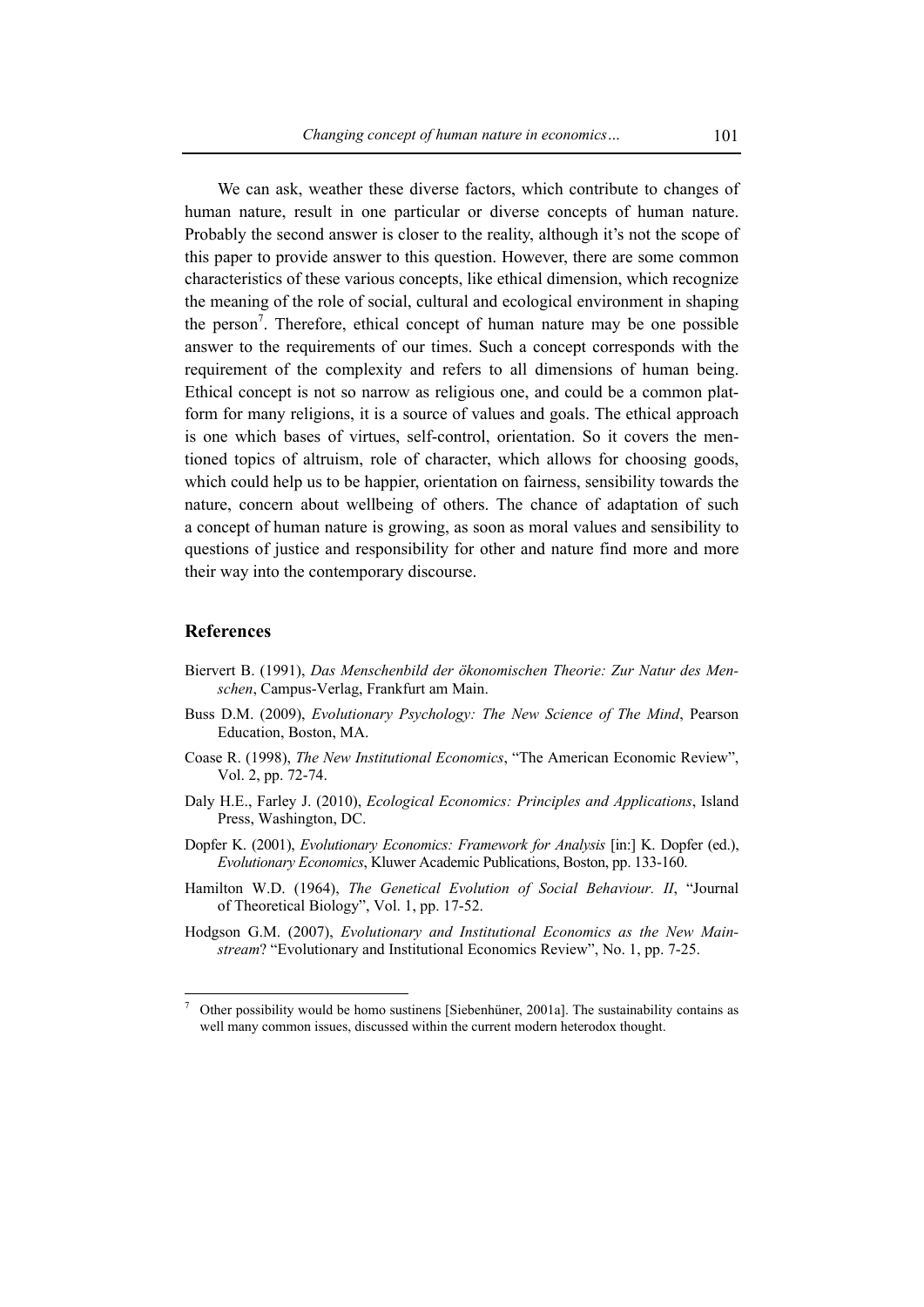We can ask, weather these diverse factors, which contribute to changes of human nature, result in one particular or diverse concepts of human nature. Probably the second answer is closer to the reality, although it's not the scope of this paper to provide answer to this question. However, there are some common characteristics of these various concepts, like ethical dimension, which recognize the meaning of the role of social, cultural and ecological environment in shaping the person[7]. Therefore, ethical concept of human nature may be one possible answer to the requirements of our times. Such a concept corresponds with the requirement of the complexity and refers to all dimensions of human being. Ethical concept is not so narrow as religious one, and could be a common platform for many religions, it is a source of values and goals. The ethical approach is one which bases of virtues, self-control, orientation. So it covers the mentioned topics of altruism, role of character, which allows for choosing goods, which could help us to be happier, orientation on fairness, sensibility towards the nature, concern about wellbeing of others. The chance of adaptation of such a concept of human nature is growing, as soon as moral values and sensibility to questions of justice and responsibility for other and nature find more and more their way into the contemporary discourse.

## References

Biervert B. (1991), *Das Menschenbild der ökonomischen Theorie: Zur Natur des Menschen*, Campus-Verlag, Frankfurt am Main.

Buss D.M. (2009), *Evolutionary Psychology: The New Science of The Mind*, Pearson Education, Boston, MA.

Coase R. (1998), *The New Institutional Economics*, "The American Economic Review", Vol. 2, pp. 72-74.

Daly H.E., Farley J. (2010), *Ecological Economics: Principles and Applications*, Island Press, Washington, DC.

Dopfer K. (2001), *Evolutionary Economics: Framework for Analysis* [in:] K. Dopfer (ed.), *Evolutionary Economics*, Kluwer Academic Publications, Boston, pp. 133-160.

Hamilton W.D. (1964), *The Genetical Evolution of Social Behaviour. II*, "Journal of Theoretical Biology", Vol. 1, pp. 17-52.

Hodgson G.M. (2007), *Evolutionary and Institutional Economics as the New Mainstream*? "Evolutionary and Institutional Economics Review", No. 1, pp. 7-25.

---

[7] Other possibility would be homo sustinens [Siebenhüner, 2001a]. The sustainability contains as well many common issues, discussed within the current modern heterodox thought.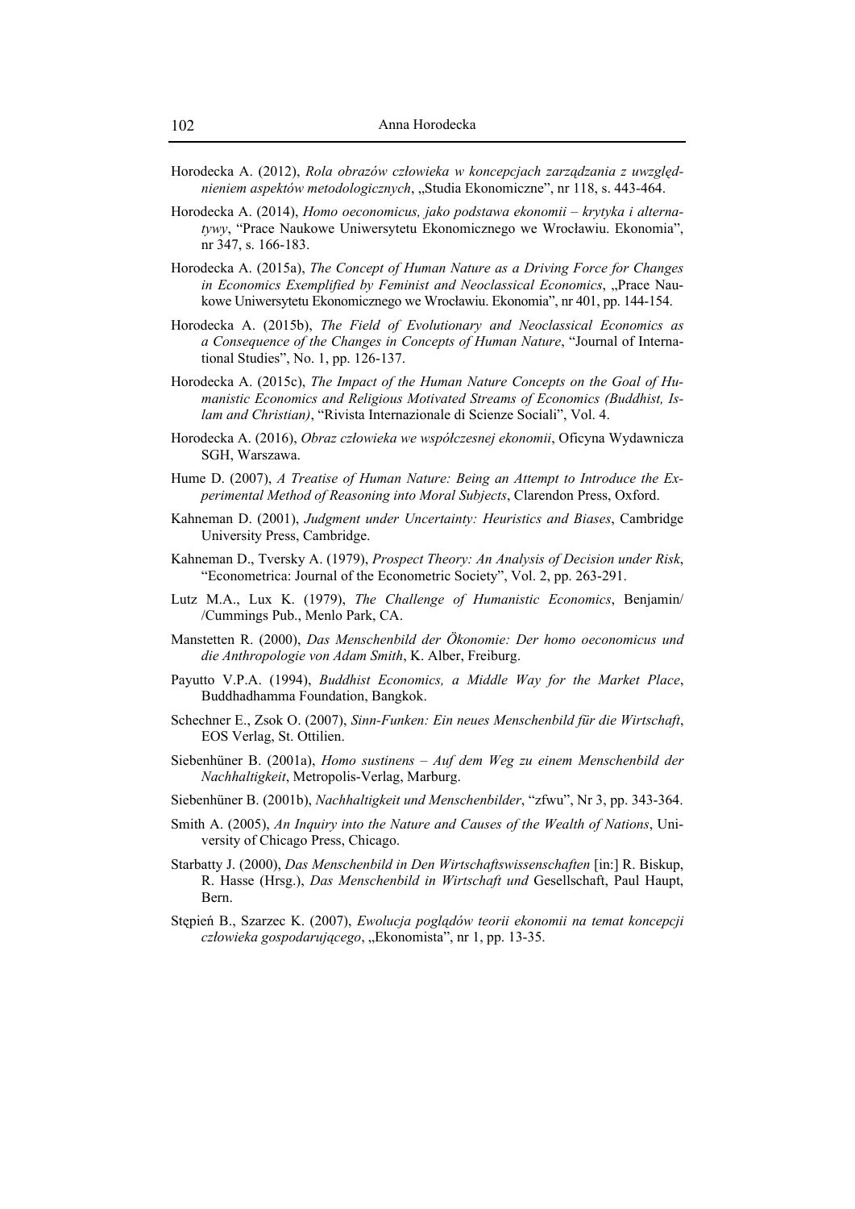Horodecka A. (2012), *Rola obrazów człowieka w koncepcjach zarządzania z uwzględnieniem aspektów metodologicznych*, „Studia Ekonomiczne", nr 118, s. 443-464.

Horodecka A. (2014), *Homo oeconomicus, jako podstawa ekonomii – krytyka i alternatywy*, "Prace Naukowe Uniwersytetu Ekonomicznego we Wrocławiu. Ekonomia", nr 347, s. 166-183.

Horodecka A. (2015a), *The Concept of Human Nature as a Driving Force for Changes in Economics Exemplified by Feminist and Neoclassical Economics*, „Prace Naukowe Uniwersytetu Ekonomicznego we Wrocławiu. Ekonomia", nr 401, pp. 144-154.

Horodecka A. (2015b), *The Field of Evolutionary and Neoclassical Economics as a Consequence of the Changes in Concepts of Human Nature*, "Journal of International Studies", No. 1, pp. 126-137.

Horodecka A. (2015c), *The Impact of the Human Nature Concepts on the Goal of Humanistic Economics and Religious Motivated Streams of Economics (Buddhist, Islam and Christian)*, "Rivista Internazionale di Scienze Sociali", Vol. 4.

Horodecka A. (2016), *Obraz człowieka we współczesnej ekonomii*, Oficyna Wydawnicza SGH, Warszawa.

Hume D. (2007), *A Treatise of Human Nature: Being an Attempt to Introduce the Experimental Method of Reasoning into Moral Subjects*, Clarendon Press, Oxford.

Kahneman D. (2001), *Judgment under Uncertainty: Heuristics and Biases*, Cambridge University Press, Cambridge.

Kahneman D., Tversky A. (1979), *Prospect Theory: An Analysis of Decision under Risk*, "Econometrica: Journal of the Econometric Society", Vol. 2, pp. 263-291.

Lutz M.A., Lux K. (1979), *The Challenge of Humanistic Economics*, Benjamin/ /Cummings Pub., Menlo Park, CA.

Manstetten R. (2000), *Das Menschenbild der Ökonomie: Der homo oeconomicus und die Anthropologie von Adam Smith*, K. Alber, Freiburg.

Payutto V.P.A. (1994), *Buddhist Economics, a Middle Way for the Market Place*, Buddhadhamma Foundation, Bangkok.

Schechner E., Zsok O. (2007), *Sinn-Funken: Ein neues Menschenbild für die Wirtschaft*, EOS Verlag, St. Ottilien.

Siebenhüner B. (2001a), *Homo sustinens – Auf dem Weg zu einem Menschenbild der Nachhaltigkeit*, Metropolis-Verlag, Marburg.

Siebenhüner B. (2001b), *Nachhaltigkeit und Menschenbilder*, "zfwu", Nr 3, pp. 343-364.

Smith A. (2005), *An Inquiry into the Nature and Causes of the Wealth of Nations*, University of Chicago Press, Chicago.

Starbatty J. (2000), *Das Menschenbild in Den Wirtschaftswissenschaften* [in:] R. Biskup, R. Hasse (Hrsg.), *Das Menschenbild in Wirtschaft und* Gesellschaft, Paul Haupt, Bern.

Stępień B., Szarzec K. (2007), *Ewolucja poglądów teorii ekonomii na temat koncepcji człowieka gospodarującego*, „Ekonomista", nr 1, pp. 13-35.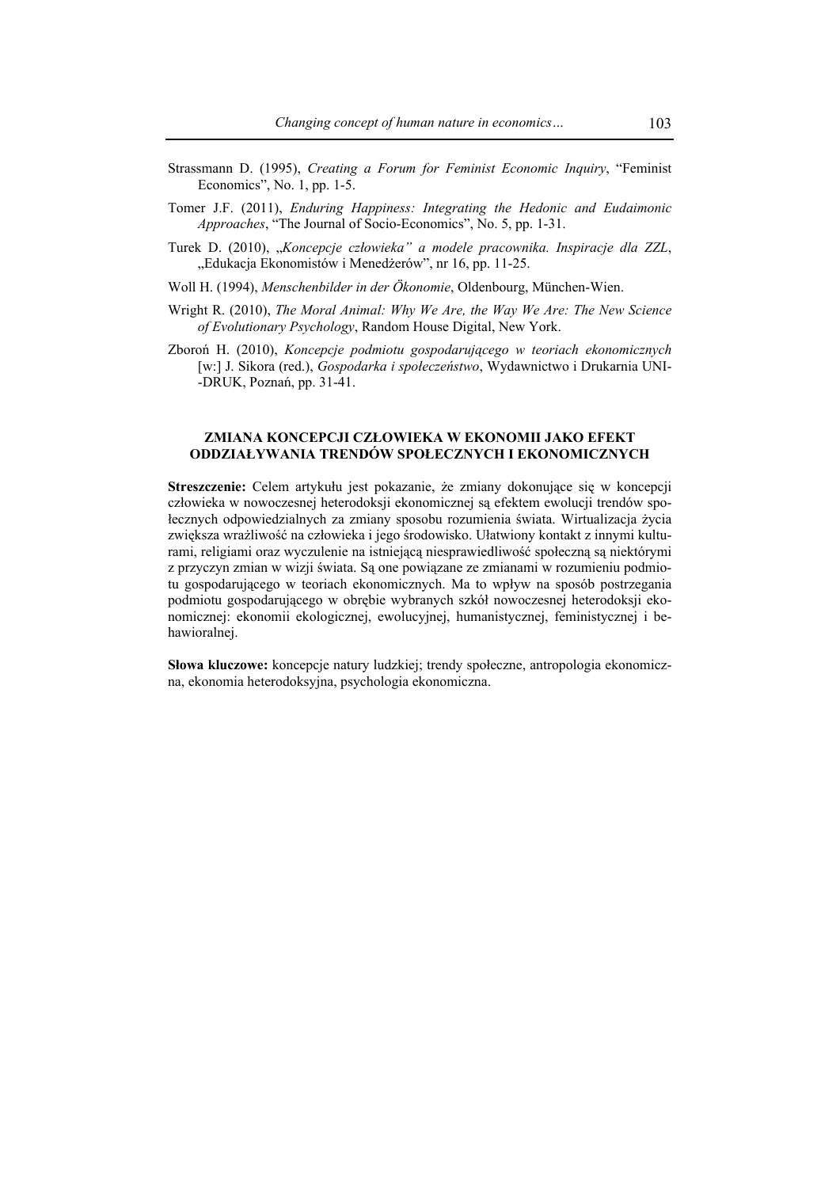Strassmann D. (1995), *Creating a Forum for Feminist Economic Inquiry*, "Feminist Economics", No. 1, pp. 1-5.

Tomer J.F. (2011), *Enduring Happiness: Integrating the Hedonic and Eudaimonic Approaches*, "The Journal of Socio-Economics", No. 5, pp. 1-31.

Turek D. (2010), „*Koncepcje człowieka" a modele pracownika. Inspiracje dla ZZL*, „Edukacja Ekonomistów i Menedżerów", nr 16, pp. 11-25.

Woll H. (1994), *Menschenbilder in der Ökonomie*, Oldenbourg, München-Wien.

Wright R. (2010), *The Moral Animal: Why We Are, the Way We Are: The New Science of Evolutionary Psychology*, Random House Digital, New York.

Zboroń H. (2010), *Koncepcje podmiotu gospodarującego w teoriach ekonomicznych* [w:] J. Sikora (red.), *Gospodarka i społeczeństwo*, Wydawnictwo i Drukarnia UNI-DRUK, Poznań, pp. 31-41.

## ZMIANA KONCEPCJI CZŁOWIEKA W EKONOMII JAKO EFEKT ODDZIAŁYWANIA TRENDÓW SPOŁECZNYCH I EKONOMICZNYCH

**Streszczenie:** Celem artykułu jest pokazanie, że zmiany dokonujące się w koncepcji człowieka w nowoczesnej heterodoksji ekonomicznej są efektem ewolucji trendów społecznych odpowiedzialnych za zmiany sposobu rozumienia świata. Wirtualizacja życia zwiększa wrażliwość na człowieka i jego środowisko. Ułatwiony kontakt z innymi kulturami, religiami oraz wyczulenie na istniejącą niesprawiedliwość społeczną są niektórymi z przyczyn zmian w wizji świata. Są one powiązane ze zmianami w rozumieniu podmiotu gospodarującego w teoriach ekonomicznych. Ma to wpływ na sposób postrzegania podmiotu gospodarującego w obrębie wybranych szkół nowoczesnej heterodoksji ekonomicznej: ekonomii ekologicznej, ewolucyjnej, humanistycznej, feministycznej i behawioralnej.

**Słowa kluczowe:** koncepcje natury ludzkiej; trendy społeczne, antropologia ekonomiczna, ekonomia heterodoksyjna, psychologia ekonomiczna.